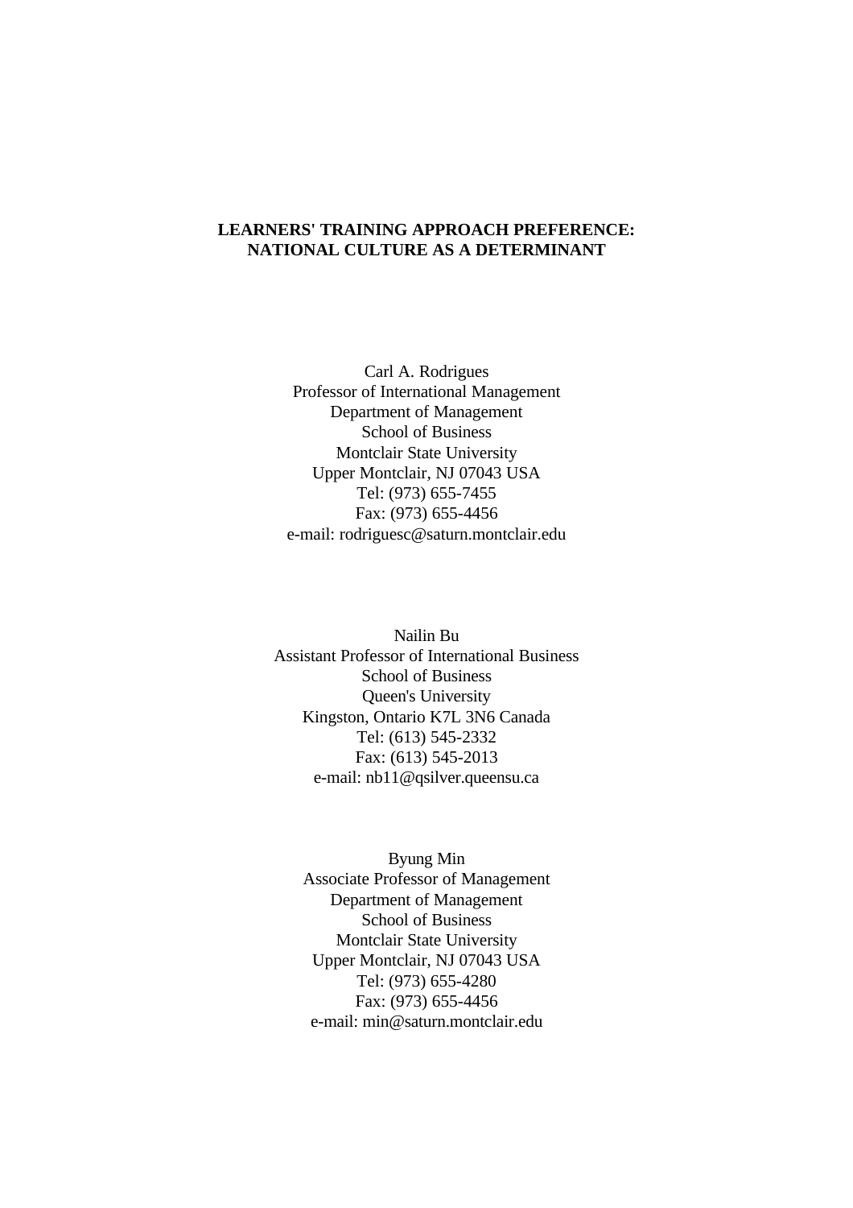# LEARNERS' TRAINING APPROACH PREFERENCE: NATIONAL CULTURE AS A DETERMINANT

Carl A. Rodrigues
Professor of International Management
Department of Management
School of Business
Montclair State University
Upper Montclair, NJ 07043 USA
Tel: (973) 655-7455
Fax: (973) 655-4456
e-mail: rodriguesc@saturn.montclair.edu

Nailin Bu
Assistant Professor of International Business
School of Business
Queen's University
Kingston, Ontario K7L 3N6 Canada
Tel: (613) 545-2332
Fax: (613) 545-2013
e-mail: nb11@qsilver.queensu.ca

Byung Min
Associate Professor of Management
Department of Management
School of Business
Montclair State University
Upper Montclair, NJ 07043 USA
Tel: (973) 655-4280
Fax: (973) 655-4456
e-mail: min@saturn.montclair.edu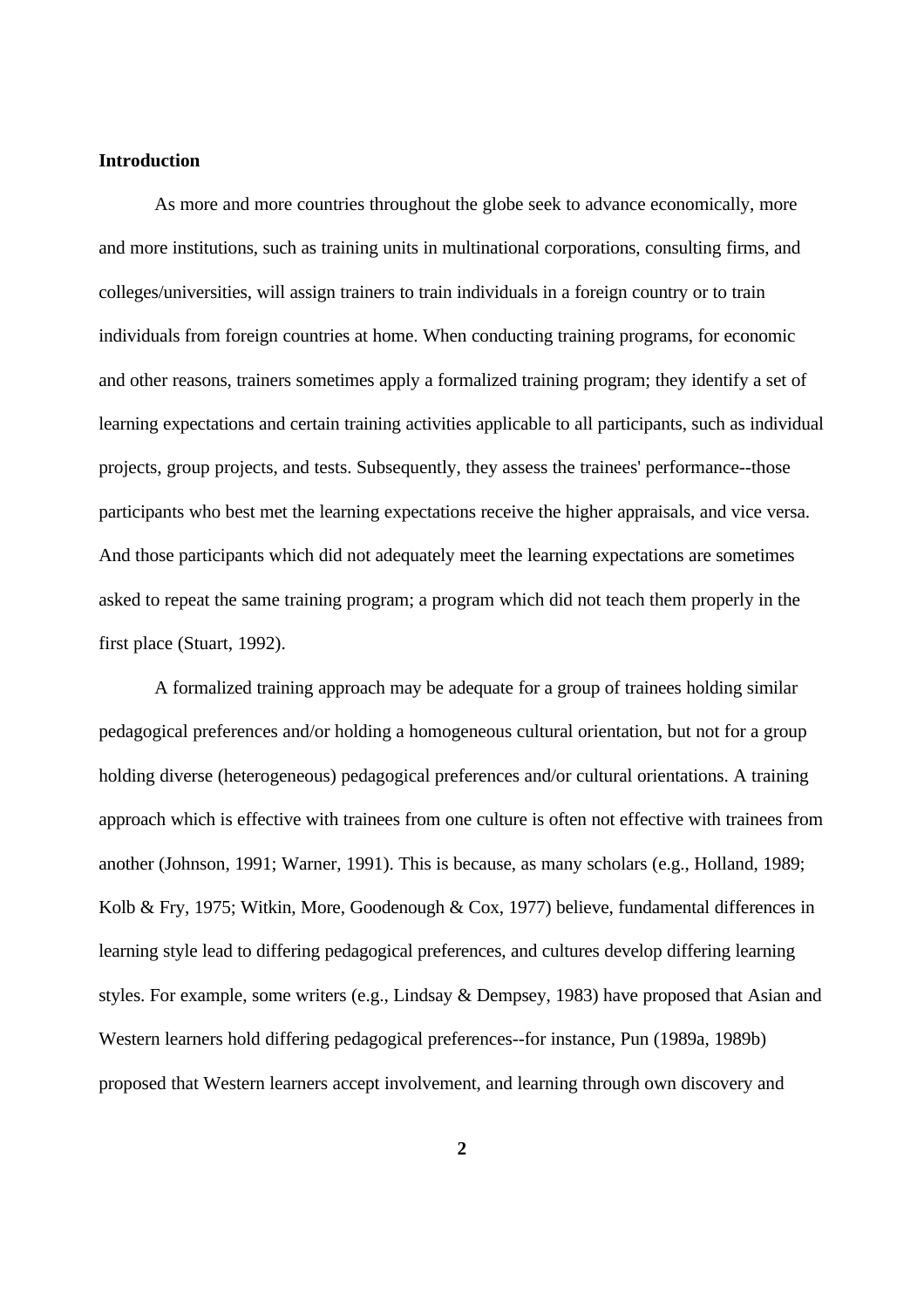**Introduction**

As more and more countries throughout the globe seek to advance economically, more and more institutions, such as training units in multinational corporations, consulting firms, and colleges/universities, will assign trainers to train individuals in a foreign country or to train individuals from foreign countries at home. When conducting training programs, for economic and other reasons, trainers sometimes apply a formalized training program; they identify a set of learning expectations and certain training activities applicable to all participants, such as individual projects, group projects, and tests. Subsequently, they assess the trainees' performance--those participants who best met the learning expectations receive the higher appraisals, and vice versa. And those participants which did not adequately meet the learning expectations are sometimes asked to repeat the same training program; a program which did not teach them properly in the first place (Stuart, 1992).

A formalized training approach may be adequate for a group of trainees holding similar pedagogical preferences and/or holding a homogeneous cultural orientation, but not for a group holding diverse (heterogeneous) pedagogical preferences and/or cultural orientations. A training approach which is effective with trainees from one culture is often not effective with trainees from another (Johnson, 1991; Warner, 1991). This is because, as many scholars (e.g., Holland, 1989; Kolb & Fry, 1975; Witkin, More, Goodenough & Cox, 1977) believe, fundamental differences in learning style lead to differing pedagogical preferences, and cultures develop differing learning styles. For example, some writers (e.g., Lindsay & Dempsey, 1983) have proposed that Asian and Western learners hold differing pedagogical preferences--for instance, Pun (1989a, 1989b) proposed that Western learners accept involvement, and learning through own discovery and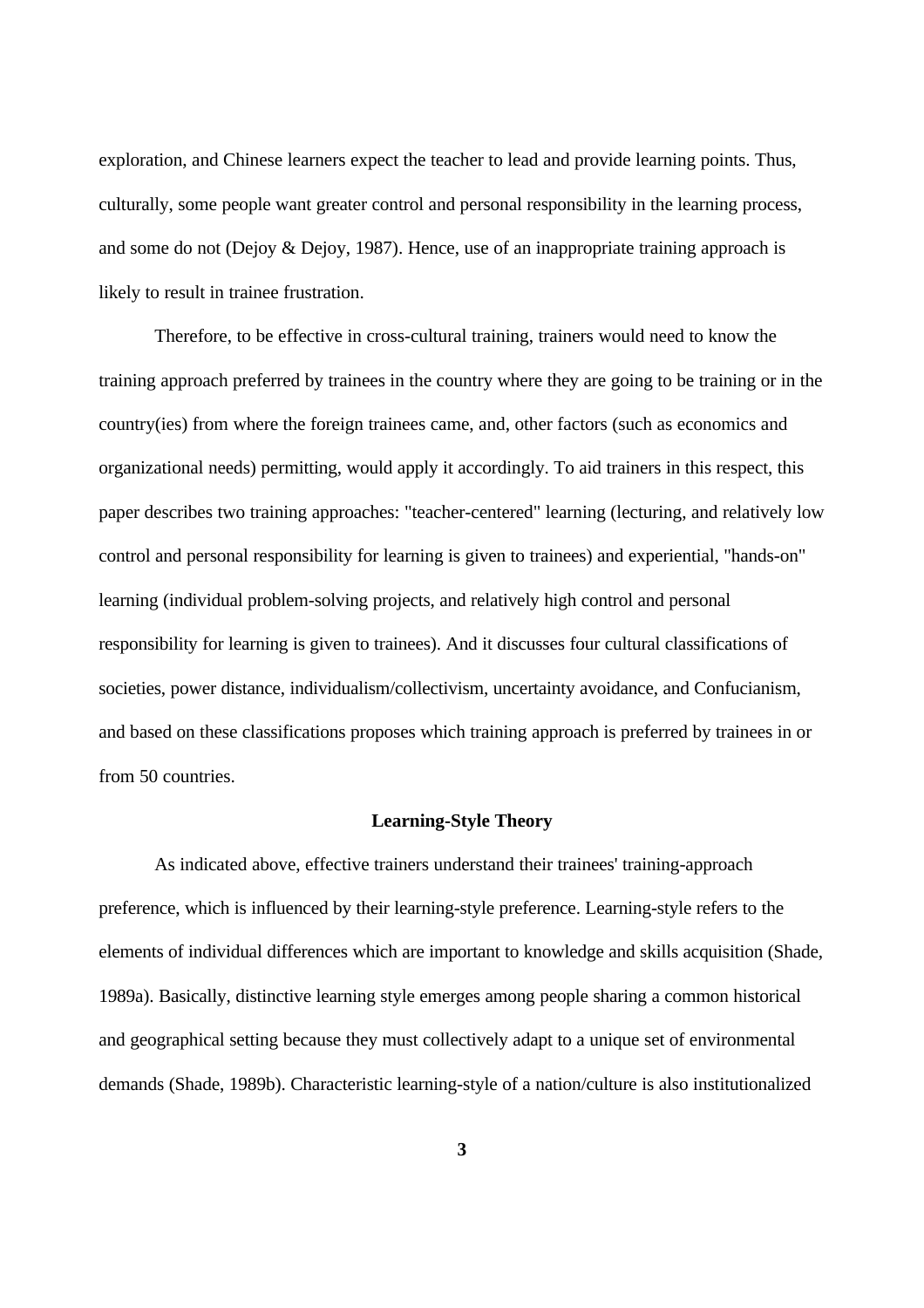exploration, and Chinese learners expect the teacher to lead and provide learning points. Thus, culturally, some people want greater control and personal responsibility in the learning process, and some do not (Dejoy & Dejoy, 1987). Hence, use of an inappropriate training approach is likely to result in trainee frustration.

Therefore, to be effective in cross-cultural training, trainers would need to know the training approach preferred by trainees in the country where they are going to be training or in the country(ies) from where the foreign trainees came, and, other factors (such as economics and organizational needs) permitting, would apply it accordingly. To aid trainers in this respect, this paper describes two training approaches: "teacher-centered" learning (lecturing, and relatively low control and personal responsibility for learning is given to trainees) and experiential, "hands-on" learning (individual problem-solving projects, and relatively high control and personal responsibility for learning is given to trainees). And it discusses four cultural classifications of societies, power distance, individualism/collectivism, uncertainty avoidance, and Confucianism, and based on these classifications proposes which training approach is preferred by trainees in or from 50 countries.

## Learning-Style Theory

As indicated above, effective trainers understand their trainees' training-approach preference, which is influenced by their learning-style preference. Learning-style refers to the elements of individual differences which are important to knowledge and skills acquisition (Shade, 1989a). Basically, distinctive learning style emerges among people sharing a common historical and geographical setting because they must collectively adapt to a unique set of environmental demands (Shade, 1989b). Characteristic learning-style of a nation/culture is also institutionalized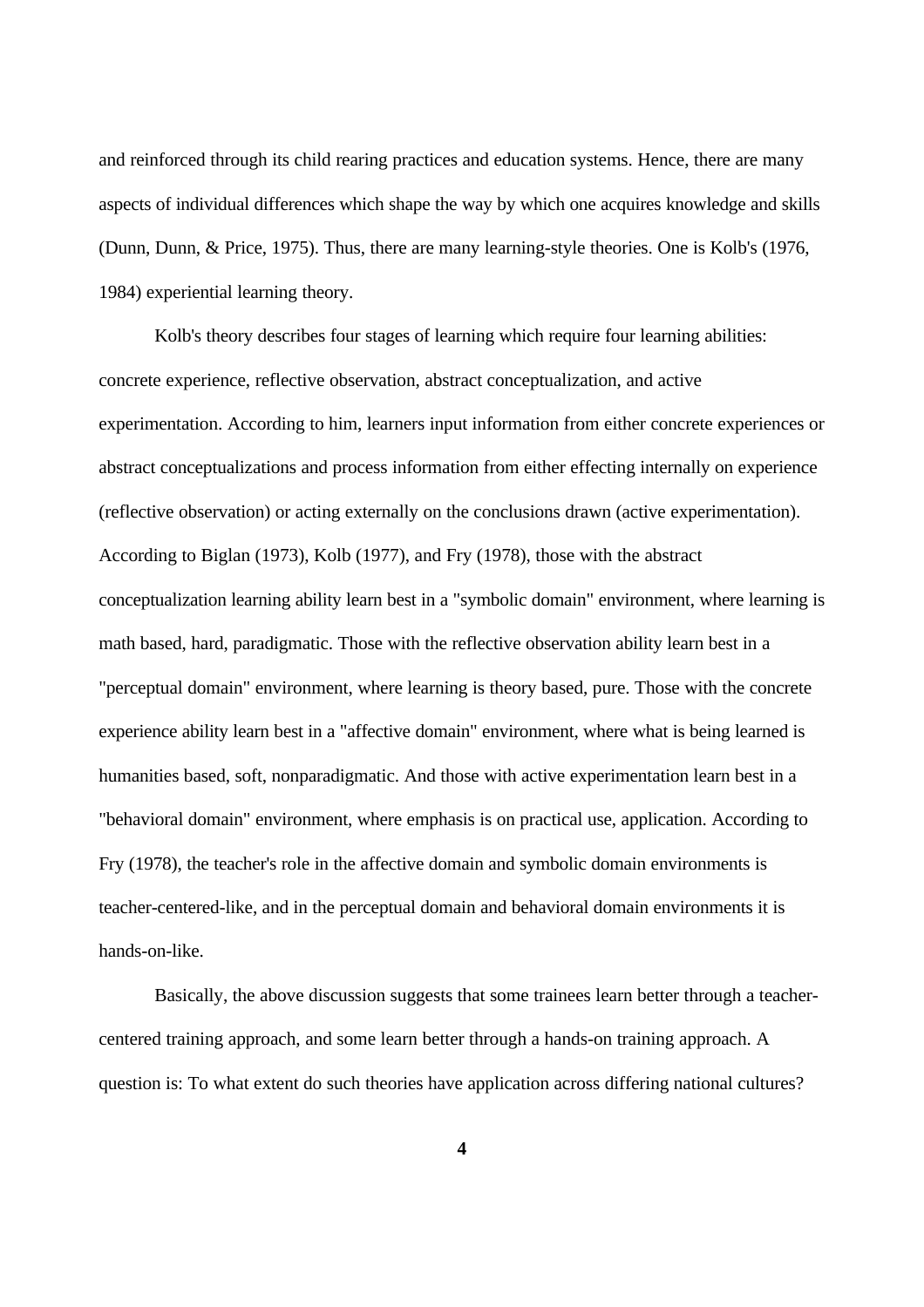and reinforced through its child rearing practices and education systems. Hence, there are many aspects of individual differences which shape the way by which one acquires knowledge and skills (Dunn, Dunn, & Price, 1975). Thus, there are many learning-style theories. One is Kolb's (1976, 1984) experiential learning theory.

Kolb's theory describes four stages of learning which require four learning abilities: concrete experience, reflective observation, abstract conceptualization, and active experimentation. According to him, learners input information from either concrete experiences or abstract conceptualizations and process information from either effecting internally on experience (reflective observation) or acting externally on the conclusions drawn (active experimentation). According to Biglan (1973), Kolb (1977), and Fry (1978), those with the abstract conceptualization learning ability learn best in a "symbolic domain" environment, where learning is math based, hard, paradigmatic. Those with the reflective observation ability learn best in a "perceptual domain" environment, where learning is theory based, pure. Those with the concrete experience ability learn best in a "affective domain" environment, where what is being learned is humanities based, soft, nonparadigmatic. And those with active experimentation learn best in a "behavioral domain" environment, where emphasis is on practical use, application. According to Fry (1978), the teacher's role in the affective domain and symbolic domain environments is teacher-centered-like, and in the perceptual domain and behavioral domain environments it is hands-on-like.

Basically, the above discussion suggests that some trainees learn better through a teacher-centered training approach, and some learn better through a hands-on training approach. A question is: To what extent do such theories have application across differing national cultures?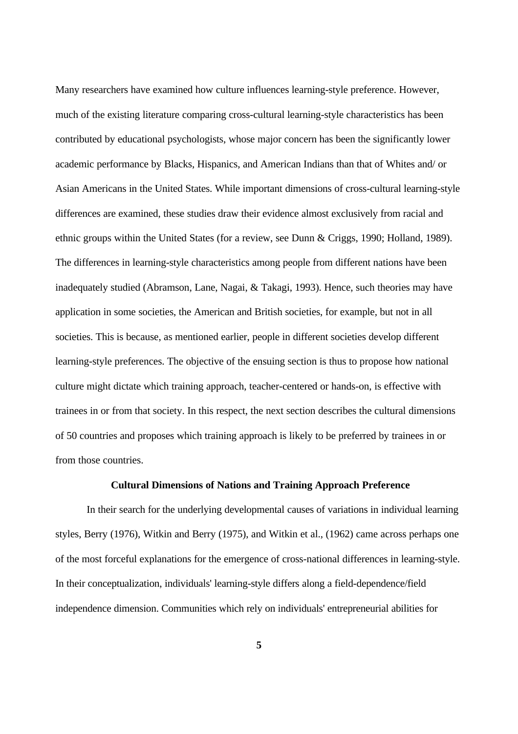Many researchers have examined how culture influences learning-style preference. However, much of the existing literature comparing cross-cultural learning-style characteristics has been contributed by educational psychologists, whose major concern has been the significantly lower academic performance by Blacks, Hispanics, and American Indians than that of Whites and/ or Asian Americans in the United States. While important dimensions of cross-cultural learning-style differences are examined, these studies draw their evidence almost exclusively from racial and ethnic groups within the United States (for a review, see Dunn & Criggs, 1990; Holland, 1989). The differences in learning-style characteristics among people from different nations have been inadequately studied (Abramson, Lane, Nagai, & Takagi, 1993). Hence, such theories may have application in some societies, the American and British societies, for example, but not in all societies. This is because, as mentioned earlier, people in different societies develop different learning-style preferences. The objective of the ensuing section is thus to propose how national culture might dictate which training approach, teacher-centered or hands-on, is effective with trainees in or from that society. In this respect, the next section describes the cultural dimensions of 50 countries and proposes which training approach is likely to be preferred by trainees in or from those countries.

## Cultural Dimensions of Nations and Training Approach Preference

In their search for the underlying developmental causes of variations in individual learning styles, Berry (1976), Witkin and Berry (1975), and Witkin et al., (1962) came across perhaps one of the most forceful explanations for the emergence of cross-national differences in learning-style. In their conceptualization, individuals' learning-style differs along a field-dependence/field independence dimension. Communities which rely on individuals' entrepreneurial abilities for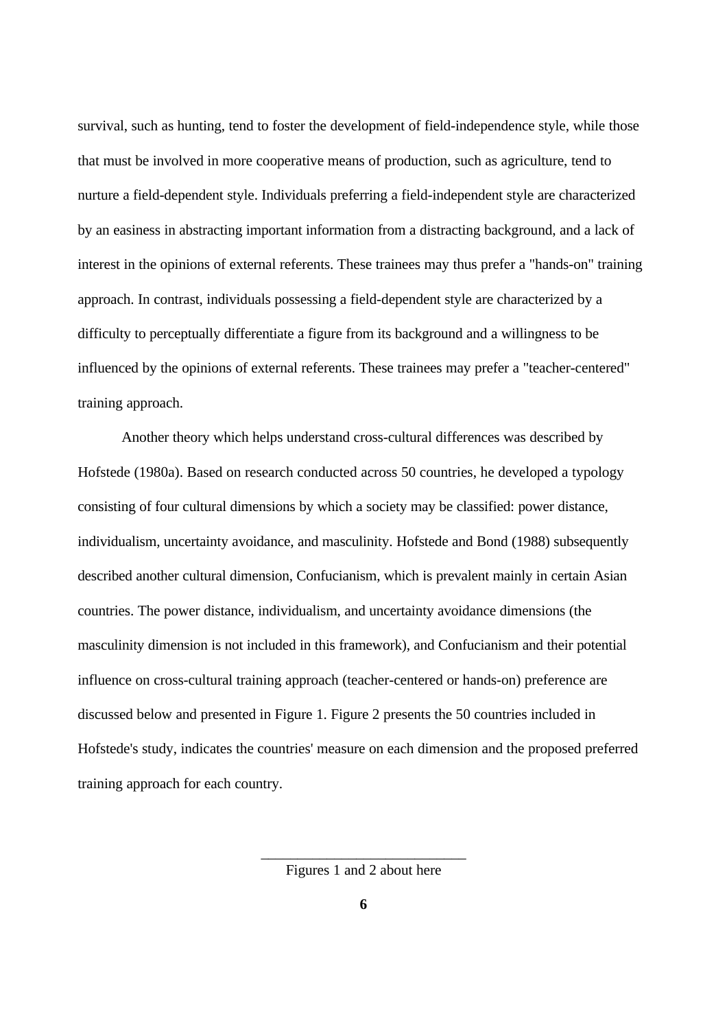survival, such as hunting, tend to foster the development of field-independence style, while those that must be involved in more cooperative means of production, such as agriculture, tend to nurture a field-dependent style. Individuals preferring a field-independent style are characterized by an easiness in abstracting important information from a distracting background, and a lack of interest in the opinions of external referents. These trainees may thus prefer a "hands-on" training approach. In contrast, individuals possessing a field-dependent style are characterized by a difficulty to perceptually differentiate a figure from its background and a willingness to be influenced by the opinions of external referents. These trainees may prefer a "teacher-centered" training approach.

Another theory which helps understand cross-cultural differences was described by Hofstede (1980a). Based on research conducted across 50 countries, he developed a typology consisting of four cultural dimensions by which a society may be classified: power distance, individualism, uncertainty avoidance, and masculinity. Hofstede and Bond (1988) subsequently described another cultural dimension, Confucianism, which is prevalent mainly in certain Asian countries. The power distance, individualism, and uncertainty avoidance dimensions (the masculinity dimension is not included in this framework), and Confucianism and their potential influence on cross-cultural training approach (teacher-centered or hands-on) preference are discussed below and presented in Figure 1. Figure 2 presents the 50 countries included in Hofstede's study, indicates the countries' measure on each dimension and the proposed preferred training approach for each country.

---

Figures 1 and 2 about here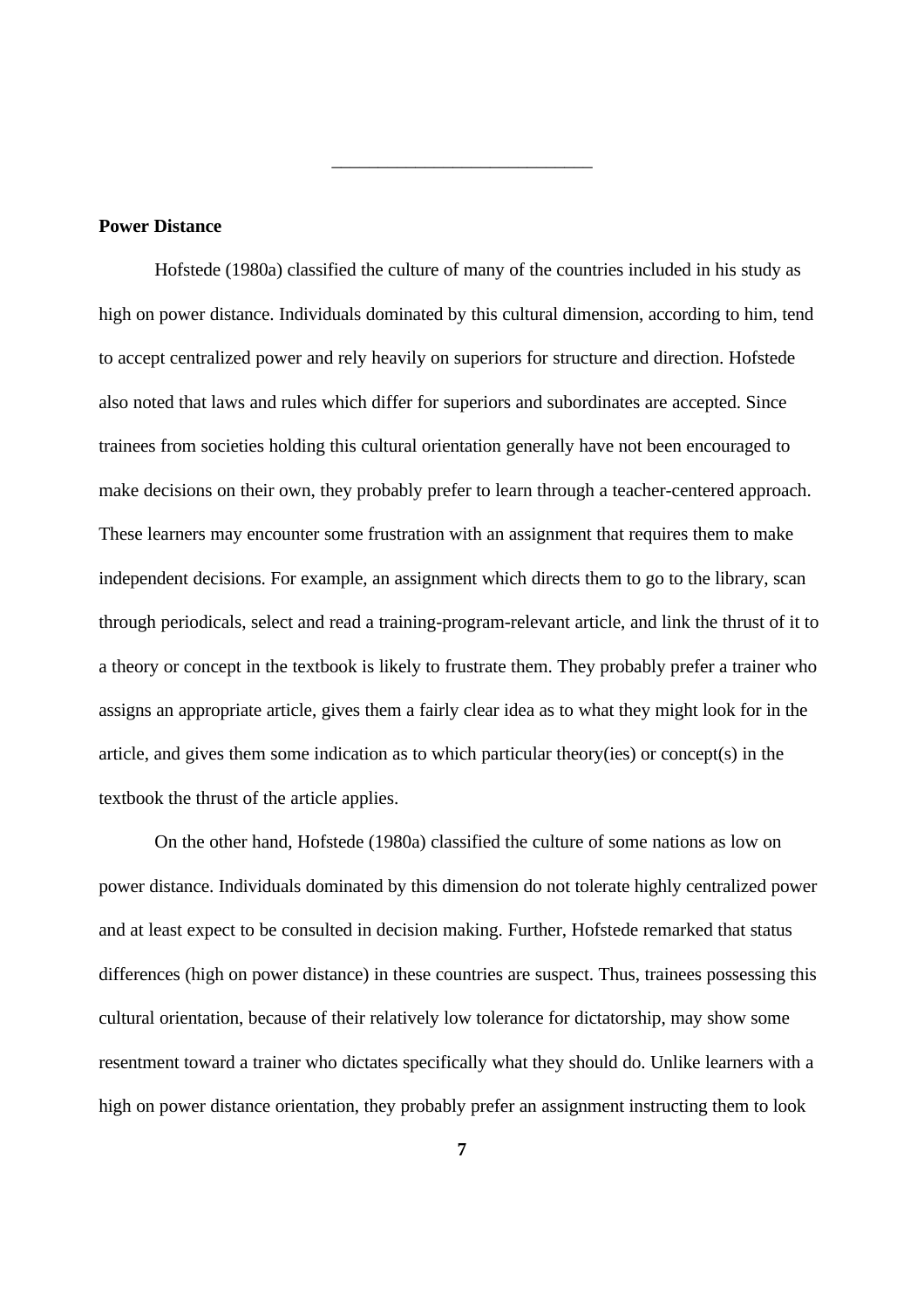## Power Distance

Hofstede (1980a) classified the culture of many of the countries included in his study as high on power distance. Individuals dominated by this cultural dimension, according to him, tend to accept centralized power and rely heavily on superiors for structure and direction. Hofstede also noted that laws and rules which differ for superiors and subordinates are accepted. Since trainees from societies holding this cultural orientation generally have not been encouraged to make decisions on their own, they probably prefer to learn through a teacher-centered approach. These learners may encounter some frustration with an assignment that requires them to make independent decisions. For example, an assignment which directs them to go to the library, scan through periodicals, select and read a training-program-relevant article, and link the thrust of it to a theory or concept in the textbook is likely to frustrate them. They probably prefer a trainer who assigns an appropriate article, gives them a fairly clear idea as to what they might look for in the article, and gives them some indication as to which particular theory(ies) or concept(s) in the textbook the thrust of the article applies.

On the other hand, Hofstede (1980a) classified the culture of some nations as low on power distance. Individuals dominated by this dimension do not tolerate highly centralized power and at least expect to be consulted in decision making. Further, Hofstede remarked that status differences (high on power distance) in these countries are suspect. Thus, trainees possessing this cultural orientation, because of their relatively low tolerance for dictatorship, may show some resentment toward a trainer who dictates specifically what they should do. Unlike learners with a high on power distance orientation, they probably prefer an assignment instructing them to look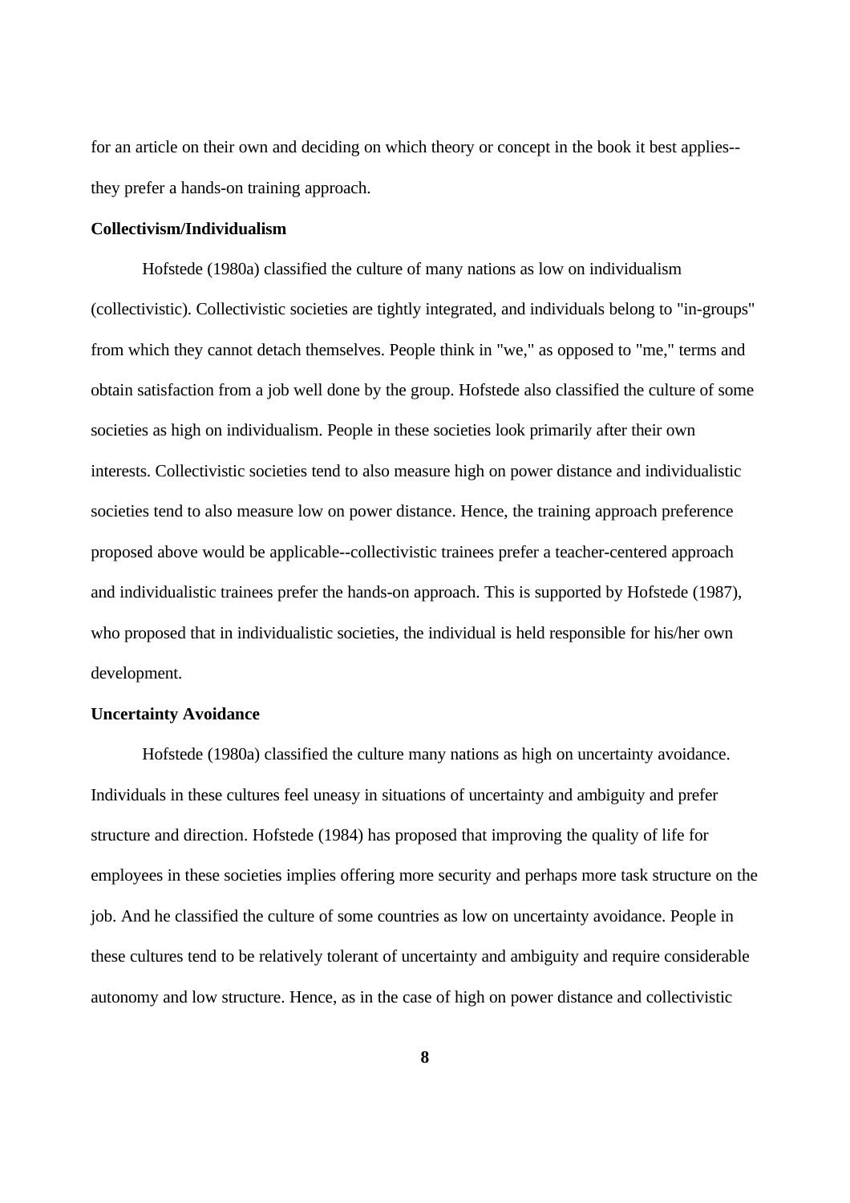for an article on their own and deciding on which theory or concept in the book it best applies--they prefer a hands-on training approach.

**Collectivism/Individualism**

Hofstede (1980a) classified the culture of many nations as low on individualism (collectivistic). Collectivistic societies are tightly integrated, and individuals belong to "in-groups" from which they cannot detach themselves. People think in "we," as opposed to "me," terms and obtain satisfaction from a job well done by the group. Hofstede also classified the culture of some societies as high on individualism. People in these societies look primarily after their own interests. Collectivistic societies tend to also measure high on power distance and individualistic societies tend to also measure low on power distance. Hence, the training approach preference proposed above would be applicable--collectivistic trainees prefer a teacher-centered approach and individualistic trainees prefer the hands-on approach. This is supported by Hofstede (1987), who proposed that in individualistic societies, the individual is held responsible for his/her own development.

**Uncertainty Avoidance**

Hofstede (1980a) classified the culture many nations as high on uncertainty avoidance. Individuals in these cultures feel uneasy in situations of uncertainty and ambiguity and prefer structure and direction. Hofstede (1984) has proposed that improving the quality of life for employees in these societies implies offering more security and perhaps more task structure on the job. And he classified the culture of some countries as low on uncertainty avoidance. People in these cultures tend to be relatively tolerant of uncertainty and ambiguity and require considerable autonomy and low structure. Hence, as in the case of high on power distance and collectivistic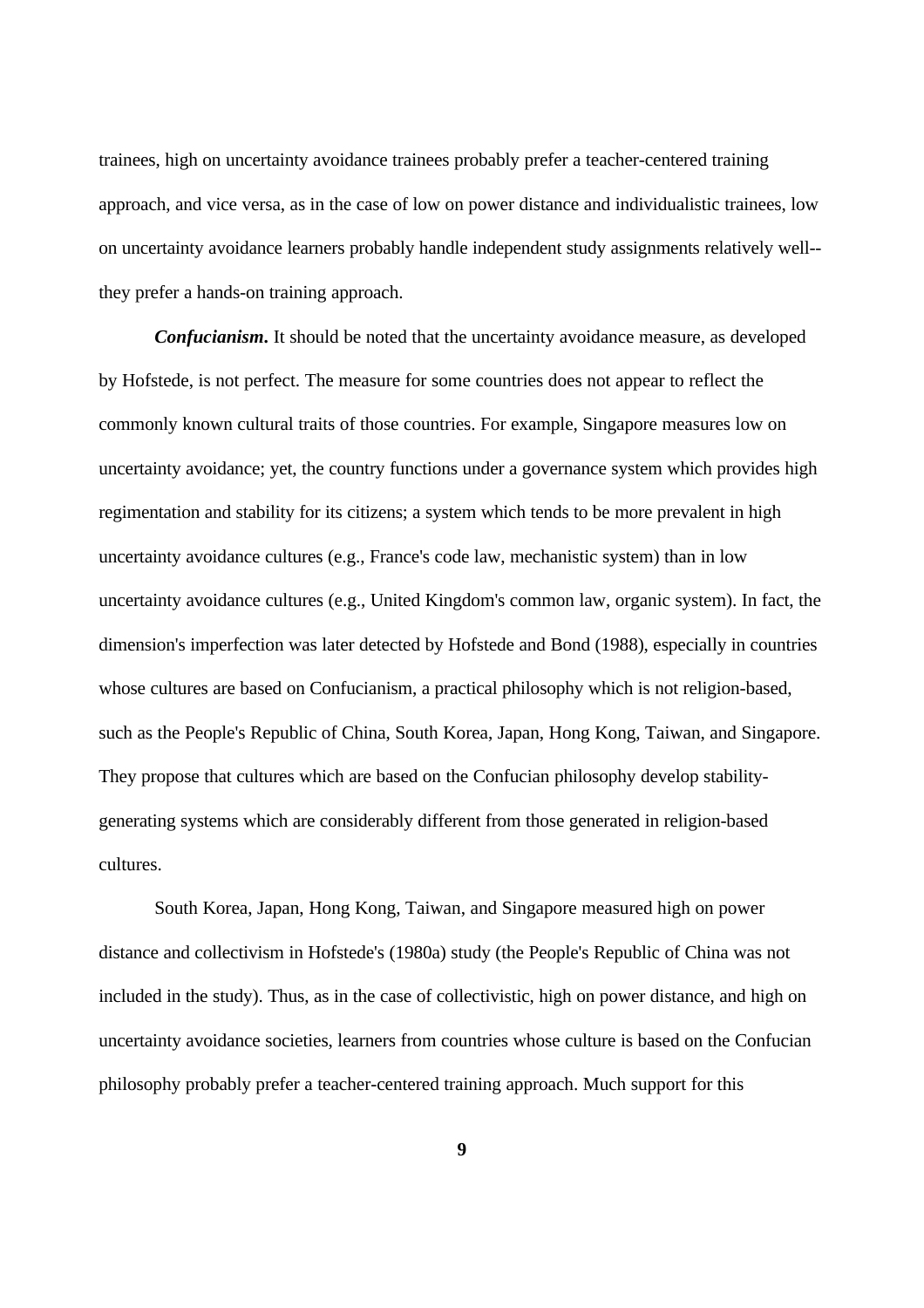trainees, high on uncertainty avoidance trainees probably prefer a teacher-centered training approach, and vice versa, as in the case of low on power distance and individualistic trainees, low on uncertainty avoidance learners probably handle independent study assignments relatively well--they prefer a hands-on training approach.

***Confucianism.*** It should be noted that the uncertainty avoidance measure, as developed by Hofstede, is not perfect. The measure for some countries does not appear to reflect the commonly known cultural traits of those countries. For example, Singapore measures low on uncertainty avoidance; yet, the country functions under a governance system which provides high regimentation and stability for its citizens; a system which tends to be more prevalent in high uncertainty avoidance cultures (e.g., France's code law, mechanistic system) than in low uncertainty avoidance cultures (e.g., United Kingdom's common law, organic system). In fact, the dimension's imperfection was later detected by Hofstede and Bond (1988), especially in countries whose cultures are based on Confucianism, a practical philosophy which is not religion-based, such as the People's Republic of China, South Korea, Japan, Hong Kong, Taiwan, and Singapore. They propose that cultures which are based on the Confucian philosophy develop stability-generating systems which are considerably different from those generated in religion-based cultures.

South Korea, Japan, Hong Kong, Taiwan, and Singapore measured high on power distance and collectivism in Hofstede's (1980a) study (the People's Republic of China was not included in the study). Thus, as in the case of collectivistic, high on power distance, and high on uncertainty avoidance societies, learners from countries whose culture is based on the Confucian philosophy probably prefer a teacher-centered training approach. Much support for this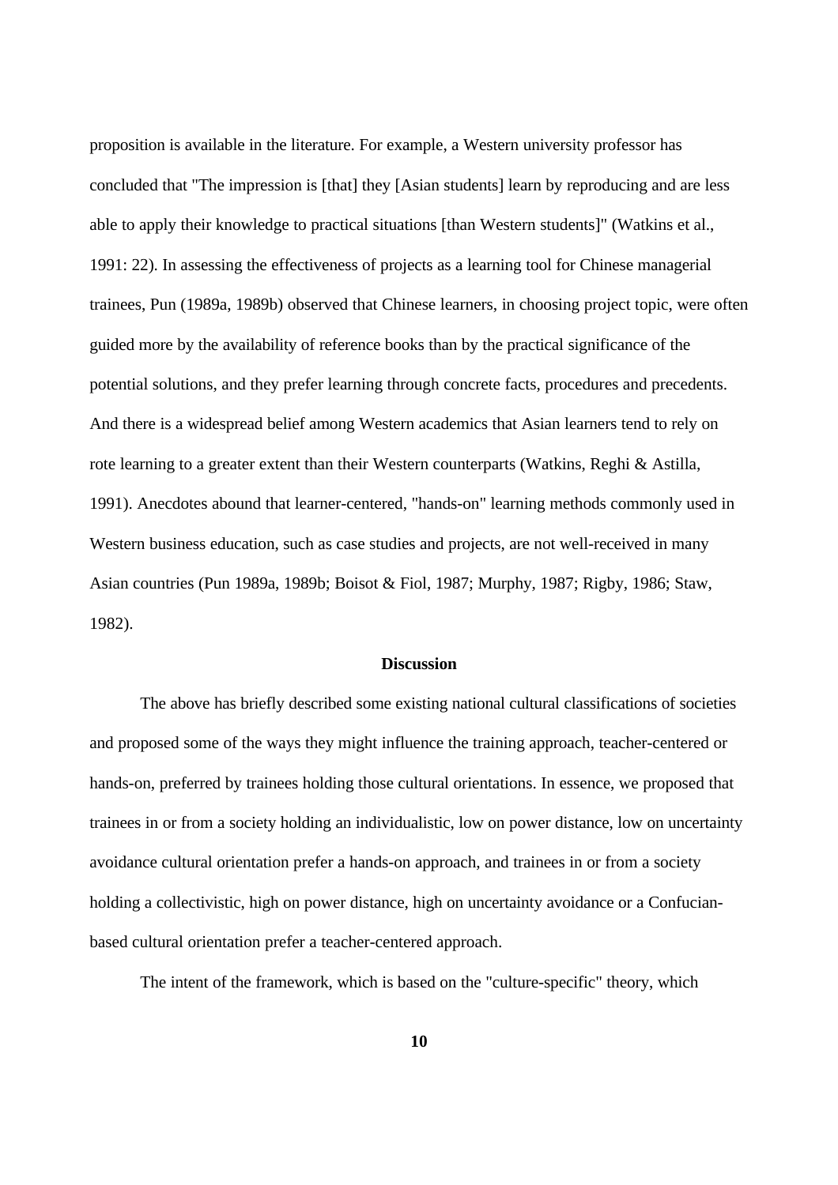proposition is available in the literature. For example, a Western university professor has concluded that "The impression is [that] they [Asian students] learn by reproducing and are less able to apply their knowledge to practical situations [than Western students]" (Watkins et al., 1991: 22). In assessing the effectiveness of projects as a learning tool for Chinese managerial trainees, Pun (1989a, 1989b) observed that Chinese learners, in choosing project topic, were often guided more by the availability of reference books than by the practical significance of the potential solutions, and they prefer learning through concrete facts, procedures and precedents. And there is a widespread belief among Western academics that Asian learners tend to rely on rote learning to a greater extent than their Western counterparts (Watkins, Reghi & Astilla, 1991). Anecdotes abound that learner-centered, "hands-on" learning methods commonly used in Western business education, such as case studies and projects, are not well-received in many Asian countries (Pun 1989a, 1989b; Boisot & Fiol, 1987; Murphy, 1987; Rigby, 1986; Staw, 1982).

## Discussion

The above has briefly described some existing national cultural classifications of societies and proposed some of the ways they might influence the training approach, teacher-centered or hands-on, preferred by trainees holding those cultural orientations. In essence, we proposed that trainees in or from a society holding an individualistic, low on power distance, low on uncertainty avoidance cultural orientation prefer a hands-on approach, and trainees in or from a society holding a collectivistic, high on power distance, high on uncertainty avoidance or a Confucian-based cultural orientation prefer a teacher-centered approach.

The intent of the framework, which is based on the "culture-specific" theory, which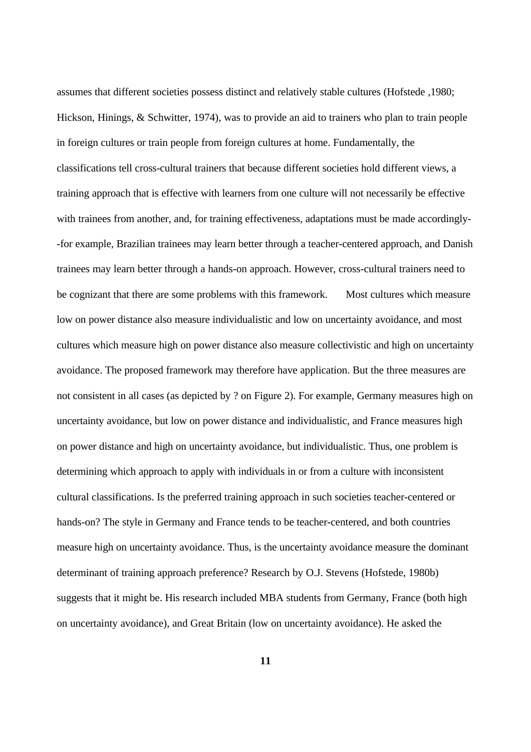assumes that different societies possess distinct and relatively stable cultures (Hofstede ,1980; Hickson, Hinings, & Schwitter, 1974), was to provide an aid to trainers who plan to train people in foreign cultures or train people from foreign cultures at home. Fundamentally, the classifications tell cross-cultural trainers that because different societies hold different views, a training approach that is effective with learners from one culture will not necessarily be effective with trainees from another, and, for training effectiveness, adaptations must be made accordingly--for example, Brazilian trainees may learn better through a teacher-centered approach, and Danish trainees may learn better through a hands-on approach. However, cross-cultural trainers need to be cognizant that there are some problems with this framework.

Most cultures which measure low on power distance also measure individualistic and low on uncertainty avoidance, and most cultures which measure high on power distance also measure collectivistic and high on uncertainty avoidance. The proposed framework may therefore have application. But the three measures are not consistent in all cases (as depicted by ? on Figure 2). For example, Germany measures high on uncertainty avoidance, but low on power distance and individualistic, and France measures high on power distance and high on uncertainty avoidance, but individualistic. Thus, one problem is determining which approach to apply with individuals in or from a culture with inconsistent cultural classifications. Is the preferred training approach in such societies teacher-centered or hands-on? The style in Germany and France tends to be teacher-centered, and both countries measure high on uncertainty avoidance. Thus, is the uncertainty avoidance measure the dominant determinant of training approach preference? Research by O.J. Stevens (Hofstede, 1980b) suggests that it might be. His research included MBA students from Germany, France (both high on uncertainty avoidance), and Great Britain (low on uncertainty avoidance). He asked the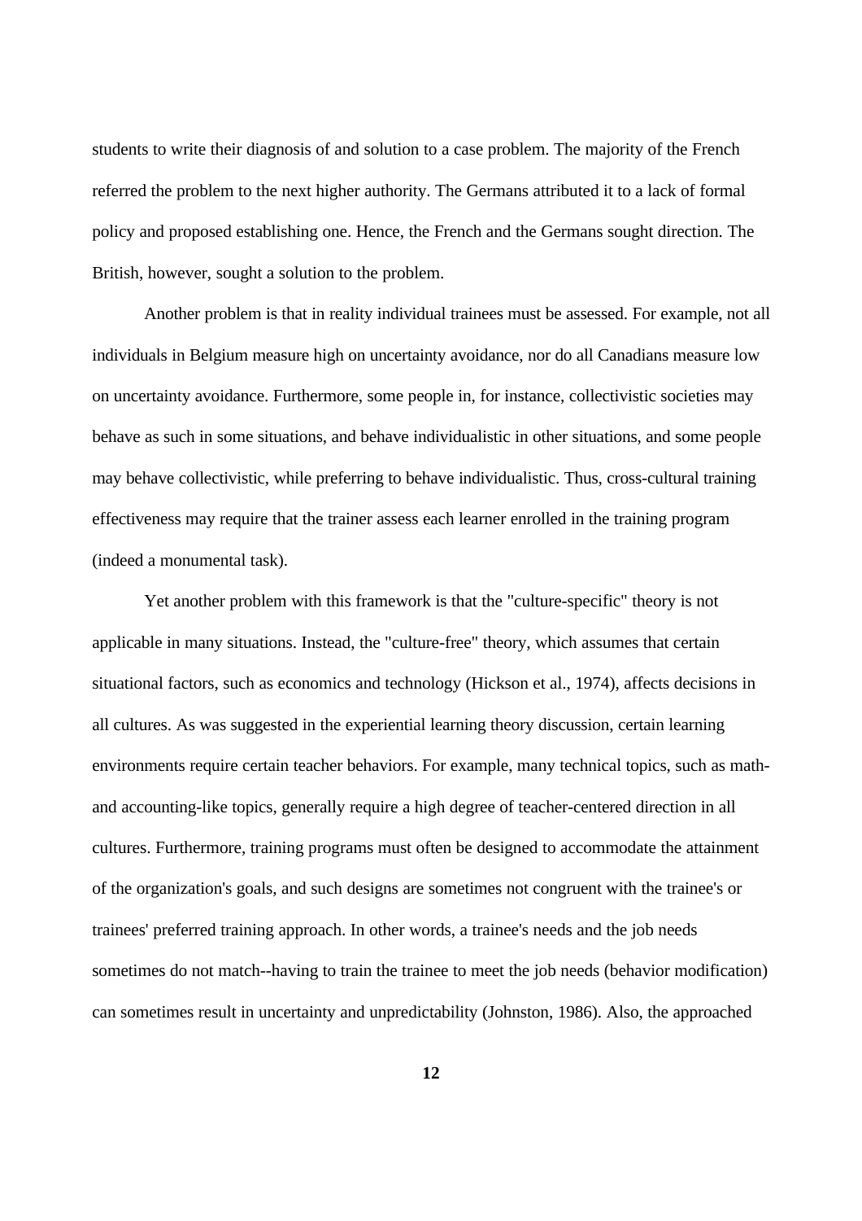students to write their diagnosis of and solution to a case problem. The majority of the French referred the problem to the next higher authority. The Germans attributed it to a lack of formal policy and proposed establishing one. Hence, the French and the Germans sought direction. The British, however, sought a solution to the problem.

Another problem is that in reality individual trainees must be assessed. For example, not all individuals in Belgium measure high on uncertainty avoidance, nor do all Canadians measure low on uncertainty avoidance. Furthermore, some people in, for instance, collectivistic societies may behave as such in some situations, and behave individualistic in other situations, and some people may behave collectivistic, while preferring to behave individualistic. Thus, cross-cultural training effectiveness may require that the trainer assess each learner enrolled in the training program (indeed a monumental task).

Yet another problem with this framework is that the "culture-specific" theory is not applicable in many situations. Instead, the "culture-free" theory, which assumes that certain situational factors, such as economics and technology (Hickson et al., 1974), affects decisions in all cultures. As was suggested in the experiential learning theory discussion, certain learning environments require certain teacher behaviors. For example, many technical topics, such as math- and accounting-like topics, generally require a high degree of teacher-centered direction in all cultures. Furthermore, training programs must often be designed to accommodate the attainment of the organization's goals, and such designs are sometimes not congruent with the trainee's or trainees' preferred training approach. In other words, a trainee's needs and the job needs sometimes do not match--having to train the trainee to meet the job needs (behavior modification) can sometimes result in uncertainty and unpredictability (Johnston, 1986). Also, the approached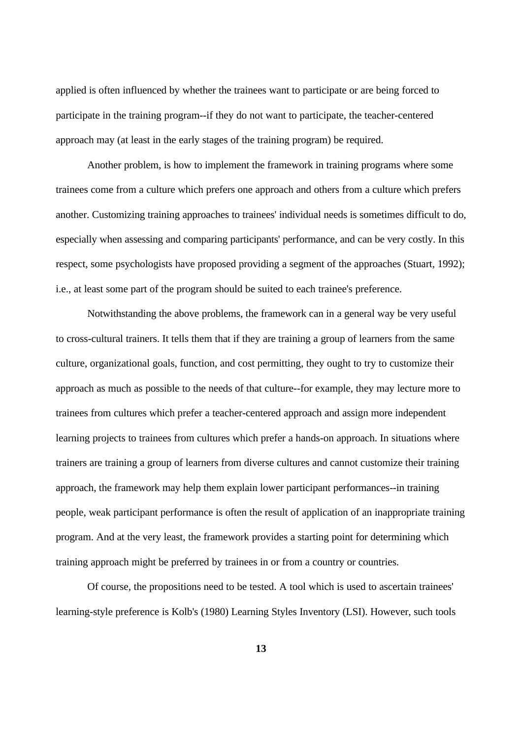applied is often influenced by whether the trainees want to participate or are being forced to participate in the training program--if they do not want to participate, the teacher-centered approach may (at least in the early stages of the training program) be required.

Another problem, is how to implement the framework in training programs where some trainees come from a culture which prefers one approach and others from a culture which prefers another. Customizing training approaches to trainees' individual needs is sometimes difficult to do, especially when assessing and comparing participants' performance, and can be very costly. In this respect, some psychologists have proposed providing a segment of the approaches (Stuart, 1992); i.e., at least some part of the program should be suited to each trainee's preference.

Notwithstanding the above problems, the framework can in a general way be very useful to cross-cultural trainers. It tells them that if they are training a group of learners from the same culture, organizational goals, function, and cost permitting, they ought to try to customize their approach as much as possible to the needs of that culture--for example, they may lecture more to trainees from cultures which prefer a teacher-centered approach and assign more independent learning projects to trainees from cultures which prefer a hands-on approach. In situations where trainers are training a group of learners from diverse cultures and cannot customize their training approach, the framework may help them explain lower participant performances--in training people, weak participant performance is often the result of application of an inappropriate training program. And at the very least, the framework provides a starting point for determining which training approach might be preferred by trainees in or from a country or countries.

Of course, the propositions need to be tested. A tool which is used to ascertain trainees' learning-style preference is Kolb's (1980) Learning Styles Inventory (LSI). However, such tools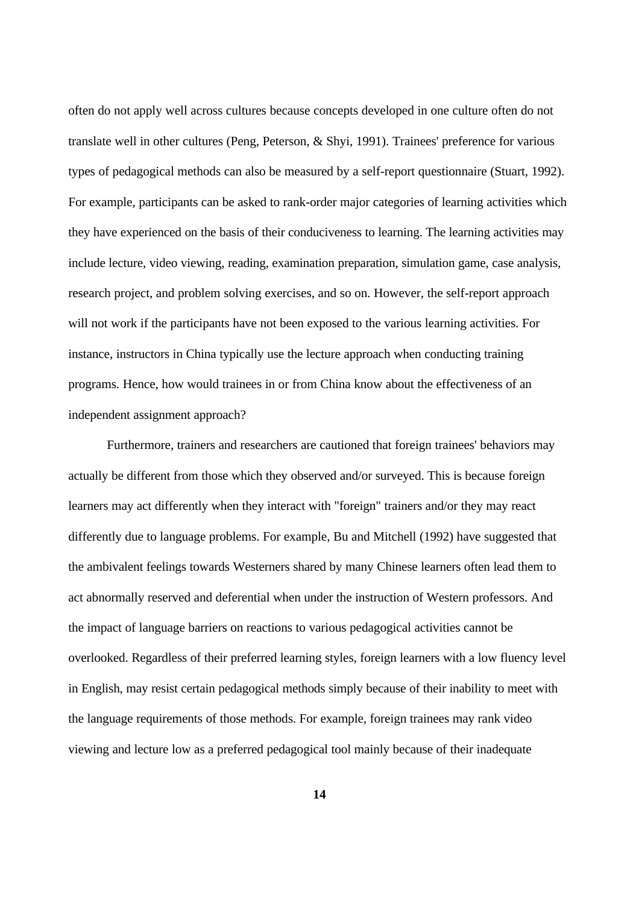often do not apply well across cultures because concepts developed in one culture often do not translate well in other cultures (Peng, Peterson, & Shyi, 1991). Trainees' preference for various types of pedagogical methods can also be measured by a self-report questionnaire (Stuart, 1992). For example, participants can be asked to rank-order major categories of learning activities which they have experienced on the basis of their conduciveness to learning. The learning activities may include lecture, video viewing, reading, examination preparation, simulation game, case analysis, research project, and problem solving exercises, and so on. However, the self-report approach will not work if the participants have not been exposed to the various learning activities. For instance, instructors in China typically use the lecture approach when conducting training programs. Hence, how would trainees in or from China know about the effectiveness of an independent assignment approach?

Furthermore, trainers and researchers are cautioned that foreign trainees' behaviors may actually be different from those which they observed and/or surveyed. This is because foreign learners may act differently when they interact with "foreign" trainers and/or they may react differently due to language problems. For example, Bu and Mitchell (1992) have suggested that the ambivalent feelings towards Westerners shared by many Chinese learners often lead them to act abnormally reserved and deferential when under the instruction of Western professors. And the impact of language barriers on reactions to various pedagogical activities cannot be overlooked. Regardless of their preferred learning styles, foreign learners with a low fluency level in English, may resist certain pedagogical methods simply because of their inability to meet with the language requirements of those methods. For example, foreign trainees may rank video viewing and lecture low as a preferred pedagogical tool mainly because of their inadequate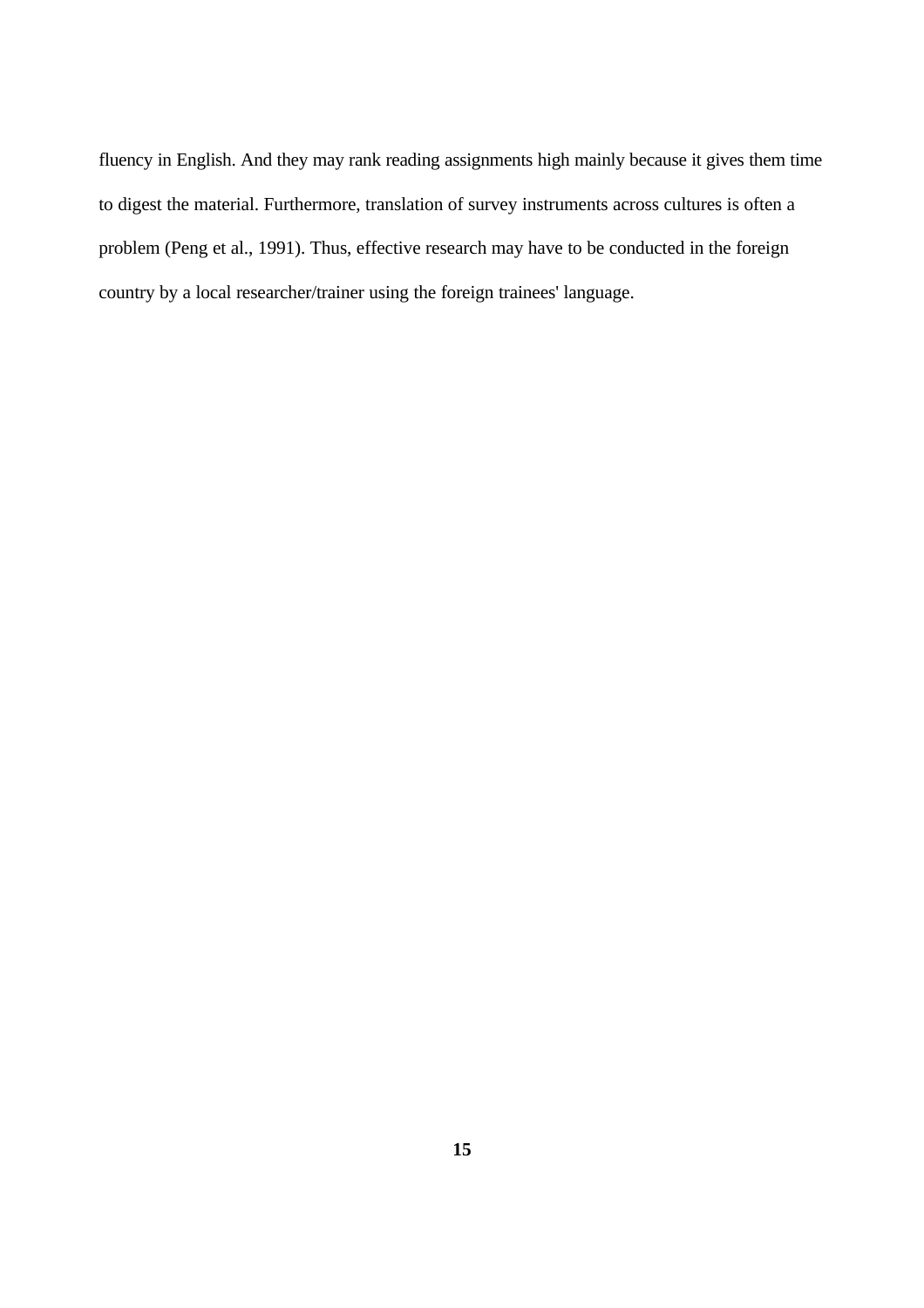fluency in English. And they may rank reading assignments high mainly because it gives them time to digest the material. Furthermore, translation of survey instruments across cultures is often a problem (Peng et al., 1991). Thus, effective research may have to be conducted in the foreign country by a local researcher/trainer using the foreign trainees' language.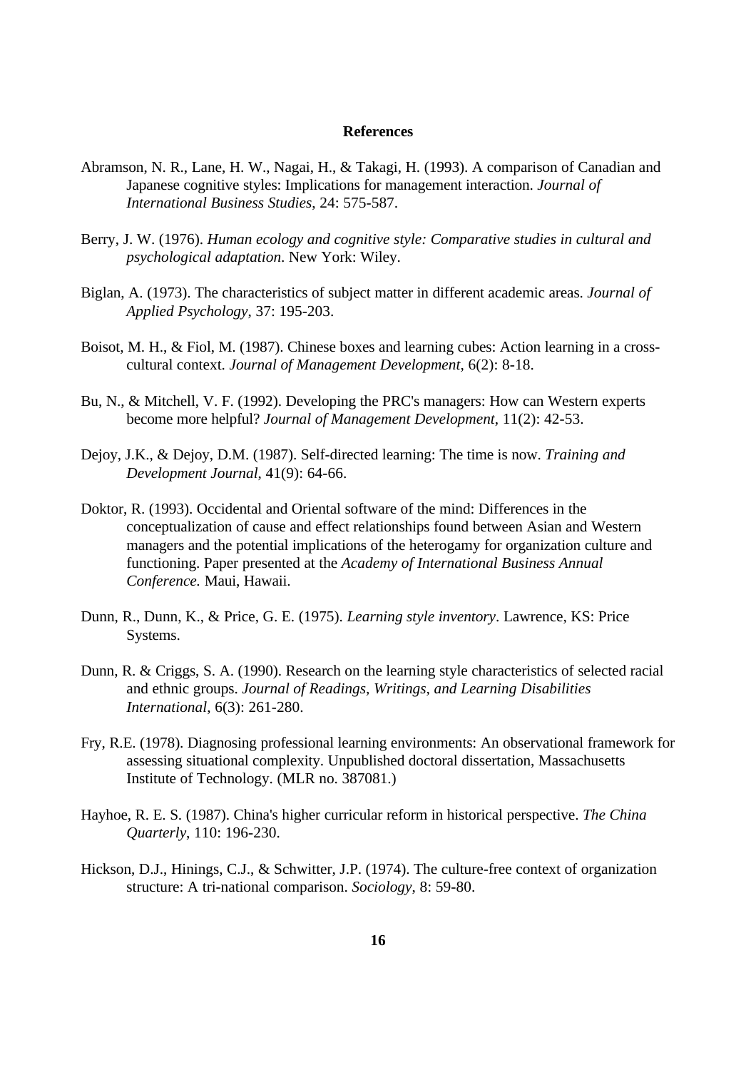## References

Abramson, N. R., Lane, H. W., Nagai, H., & Takagi, H. (1993). A comparison of Canadian and Japanese cognitive styles: Implications for management interaction. *Journal of International Business Studies*, 24: 575-587.

Berry, J. W. (1976). *Human ecology and cognitive style: Comparative studies in cultural and psychological adaptation*. New York: Wiley.

Biglan, A. (1973). The characteristics of subject matter in different academic areas. *Journal of Applied Psychology*, 37: 195-203.

Boisot, M. H., & Fiol, M. (1987). Chinese boxes and learning cubes: Action learning in a cross-cultural context. *Journal of Management Development*, 6(2): 8-18.

Bu, N., & Mitchell, V. F. (1992). Developing the PRC's managers: How can Western experts become more helpful? *Journal of Management Development*, 11(2): 42-53.

Dejoy, J.K., & Dejoy, D.M. (1987). Self-directed learning: The time is now. *Training and Development Journal*, 41(9): 64-66.

Doktor, R. (1993). Occidental and Oriental software of the mind: Differences in the conceptualization of cause and effect relationships found between Asian and Western managers and the potential implications of the heterogamy for organization culture and functioning. Paper presented at the *Academy of International Business Annual Conference.* Maui, Hawaii.

Dunn, R., Dunn, K., & Price, G. E. (1975). *Learning style inventory*. Lawrence, KS: Price Systems.

Dunn, R. & Criggs, S. A. (1990). Research on the learning style characteristics of selected racial and ethnic groups. *Journal of Readings, Writings, and Learning Disabilities International*, 6(3): 261-280.

Fry, R.E. (1978). Diagnosing professional learning environments: An observational framework for assessing situational complexity. Unpublished doctoral dissertation, Massachusetts Institute of Technology. (MLR no. 387081.)

Hayhoe, R. E. S. (1987). China's higher curricular reform in historical perspective. *The China Quarterly*, 110: 196-230.

Hickson, D.J., Hinings, C.J., & Schwitter, J.P. (1974). The culture-free context of organization structure: A tri-national comparison. *Sociology*, 8: 59-80.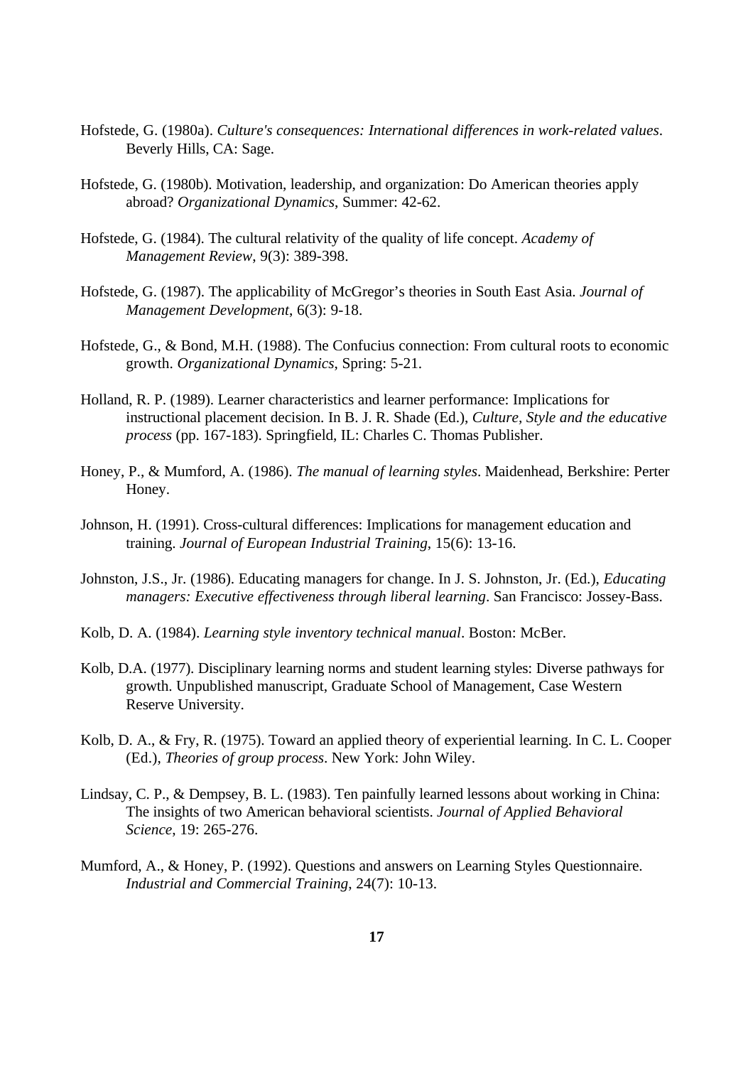Hofstede, G. (1980a). *Culture's consequences: International differences in work-related values*. Beverly Hills, CA: Sage.

Hofstede, G. (1980b). Motivation, leadership, and organization: Do American theories apply abroad? *Organizational Dynamics*, Summer: 42-62.

Hofstede, G. (1984). The cultural relativity of the quality of life concept. *Academy of Management Review*, 9(3): 389-398.

Hofstede, G. (1987). The applicability of McGregor's theories in South East Asia. *Journal of Management Development*, 6(3): 9-18.

Hofstede, G., & Bond, M.H. (1988). The Confucius connection: From cultural roots to economic growth. *Organizational Dynamics*, Spring: 5-21.

Holland, R. P. (1989). Learner characteristics and learner performance: Implications for instructional placement decision. In B. J. R. Shade (Ed.), *Culture, Style and the educative process* (pp. 167-183). Springfield, IL: Charles C. Thomas Publisher.

Honey, P., & Mumford, A. (1986). *The manual of learning styles*. Maidenhead, Berkshire: Perter Honey.

Johnson, H. (1991). Cross-cultural differences: Implications for management education and training. *Journal of European Industrial Training*, 15(6): 13-16.

Johnston, J.S., Jr. (1986). Educating managers for change. In J. S. Johnston, Jr. (Ed.), *Educating managers: Executive effectiveness through liberal learning*. San Francisco: Jossey-Bass.

Kolb, D. A. (1984). *Learning style inventory technical manual*. Boston: McBer.

Kolb, D.A. (1977). Disciplinary learning norms and student learning styles: Diverse pathways for growth. Unpublished manuscript, Graduate School of Management, Case Western Reserve University.

Kolb, D. A., & Fry, R. (1975). Toward an applied theory of experiential learning. In C. L. Cooper (Ed.), *Theories of group process*. New York: John Wiley.

Lindsay, C. P., & Dempsey, B. L. (1983). Ten painfully learned lessons about working in China: The insights of two American behavioral scientists. *Journal of Applied Behavioral Science*, 19: 265-276.

Mumford, A., & Honey, P. (1992). Questions and answers on Learning Styles Questionnaire. *Industrial and Commercial Training*, 24(7): 10-13.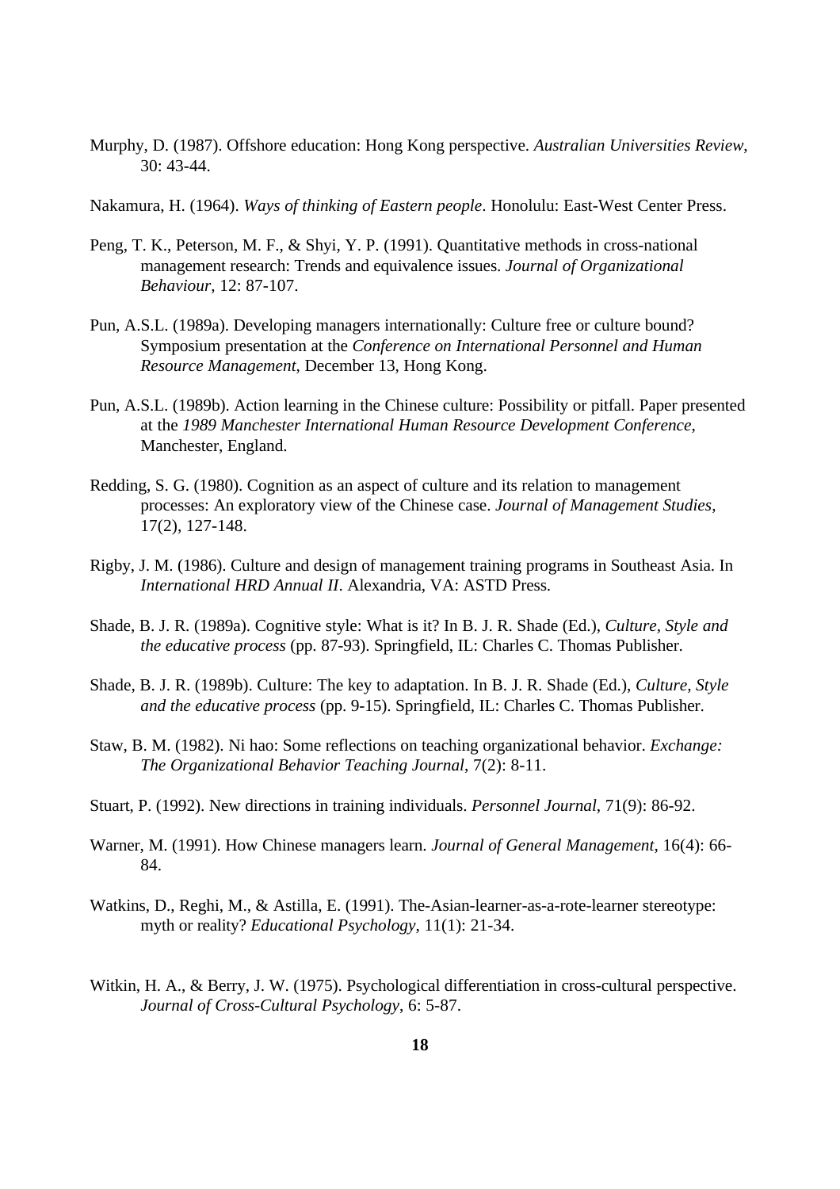Murphy, D. (1987). Offshore education: Hong Kong perspective. *Australian Universities Review*, 30: 43-44.

Nakamura, H. (1964). *Ways of thinking of Eastern people*. Honolulu: East-West Center Press.

Peng, T. K., Peterson, M. F., & Shyi, Y. P. (1991). Quantitative methods in cross-national management research: Trends and equivalence issues. *Journal of Organizational Behaviour*, 12: 87-107.

Pun, A.S.L. (1989a). Developing managers internationally: Culture free or culture bound? Symposium presentation at the *Conference on International Personnel and Human Resource Management*, December 13, Hong Kong.

Pun, A.S.L. (1989b). Action learning in the Chinese culture: Possibility or pitfall. Paper presented at the *1989 Manchester International Human Resource Development Conference*, Manchester, England.

Redding, S. G. (1980). Cognition as an aspect of culture and its relation to management processes: An exploratory view of the Chinese case. *Journal of Management Studies*, 17(2), 127-148.

Rigby, J. M. (1986). Culture and design of management training programs in Southeast Asia. In *International HRD Annual II*. Alexandria, VA: ASTD Press.

Shade, B. J. R. (1989a). Cognitive style: What is it? In B. J. R. Shade (Ed.), *Culture, Style and the educative process* (pp. 87-93). Springfield, IL: Charles C. Thomas Publisher.

Shade, B. J. R. (1989b). Culture: The key to adaptation. In B. J. R. Shade (Ed.), *Culture, Style and the educative process* (pp. 9-15). Springfield, IL: Charles C. Thomas Publisher.

Staw, B. M. (1982). Ni hao: Some reflections on teaching organizational behavior. *Exchange: The Organizational Behavior Teaching Journal*, 7(2): 8-11.

Stuart, P. (1992). New directions in training individuals. *Personnel Journal*, 71(9): 86-92.

Warner, M. (1991). How Chinese managers learn. *Journal of General Management*, 16(4): 66-84.

Watkins, D., Reghi, M., & Astilla, E. (1991). The-Asian-learner-as-a-rote-learner stereotype: myth or reality? *Educational Psychology*, 11(1): 21-34.

Witkin, H. A., & Berry, J. W. (1975). Psychological differentiation in cross-cultural perspective. *Journal of Cross-Cultural Psychology*, 6: 5-87.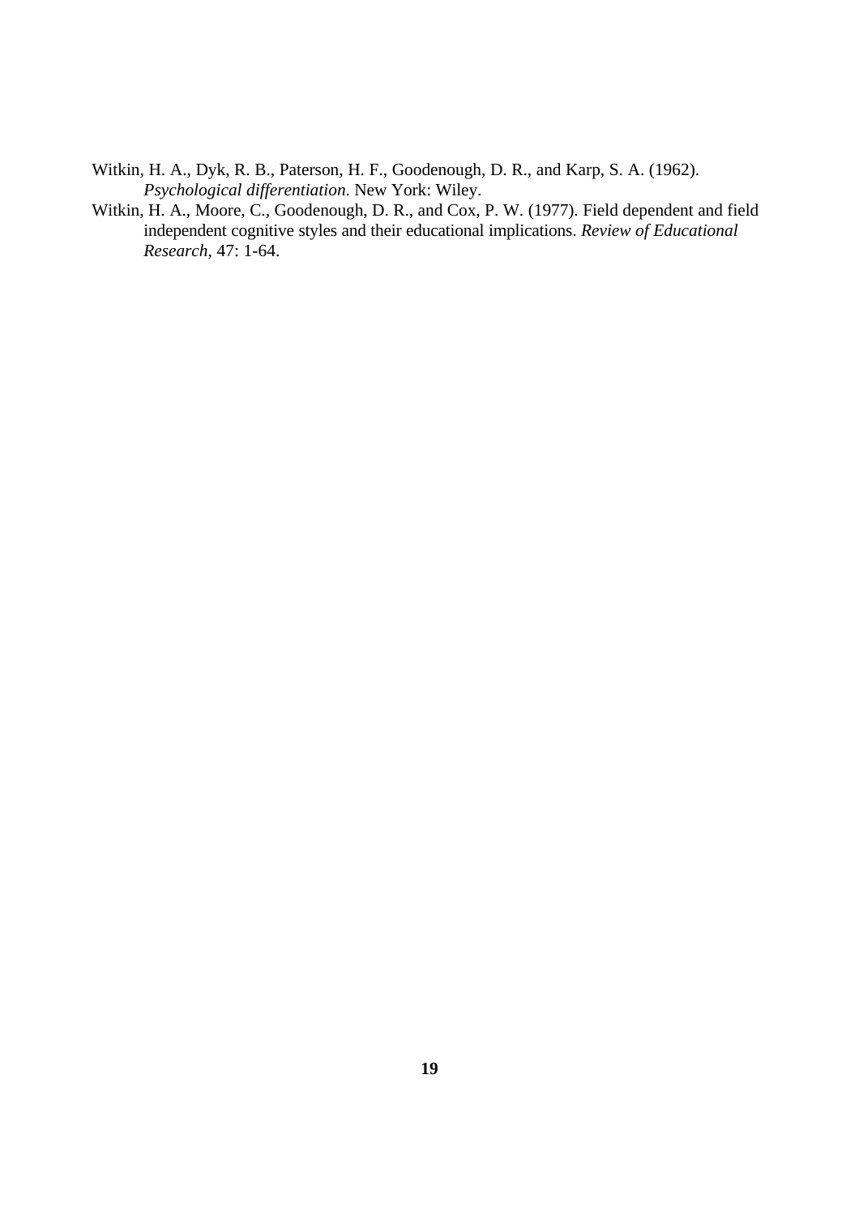Witkin, H. A., Dyk, R. B., Paterson, H. F., Goodenough, D. R., and Karp, S. A. (1962). *Psychological differentiation*. New York: Wiley.

Witkin, H. A., Moore, C., Goodenough, D. R., and Cox, P. W. (1977). Field dependent and field independent cognitive styles and their educational implications. *Review of Educational Research*, 47: 1-64.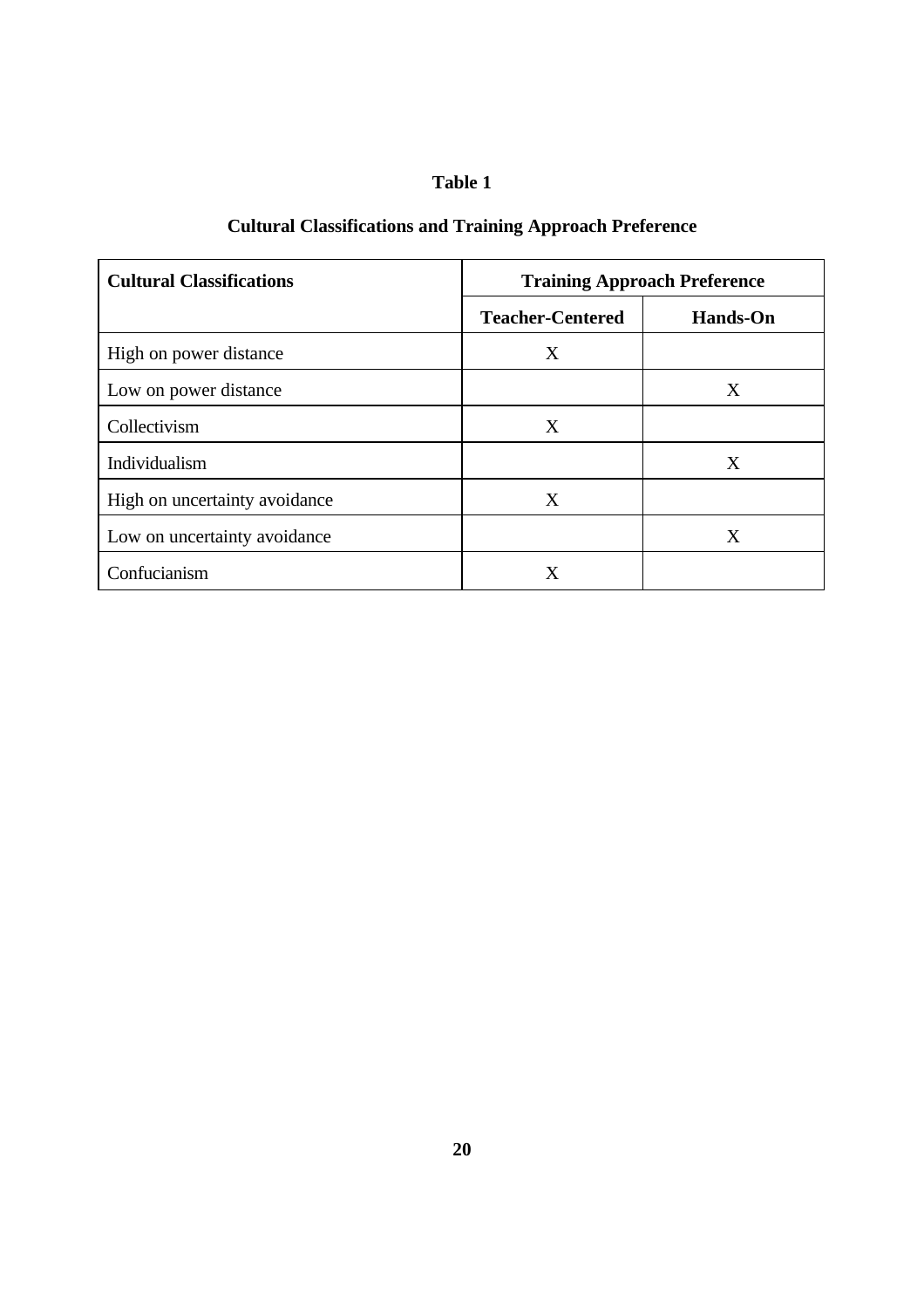**Table 1**

**Cultural Classifications and Training Approach Preference**

| Cultural Classifications | Training Approach Preference | |
|---|---|---|
| | Teacher-Centered | Hands-On |
| High on power distance | X | |
| Low on power distance | | X |
| Collectivism | X | |
| Individualism | | X |
| High on uncertainty avoidance | X | |
| Low on uncertainty avoidance | | X |
| Confucianism | X | |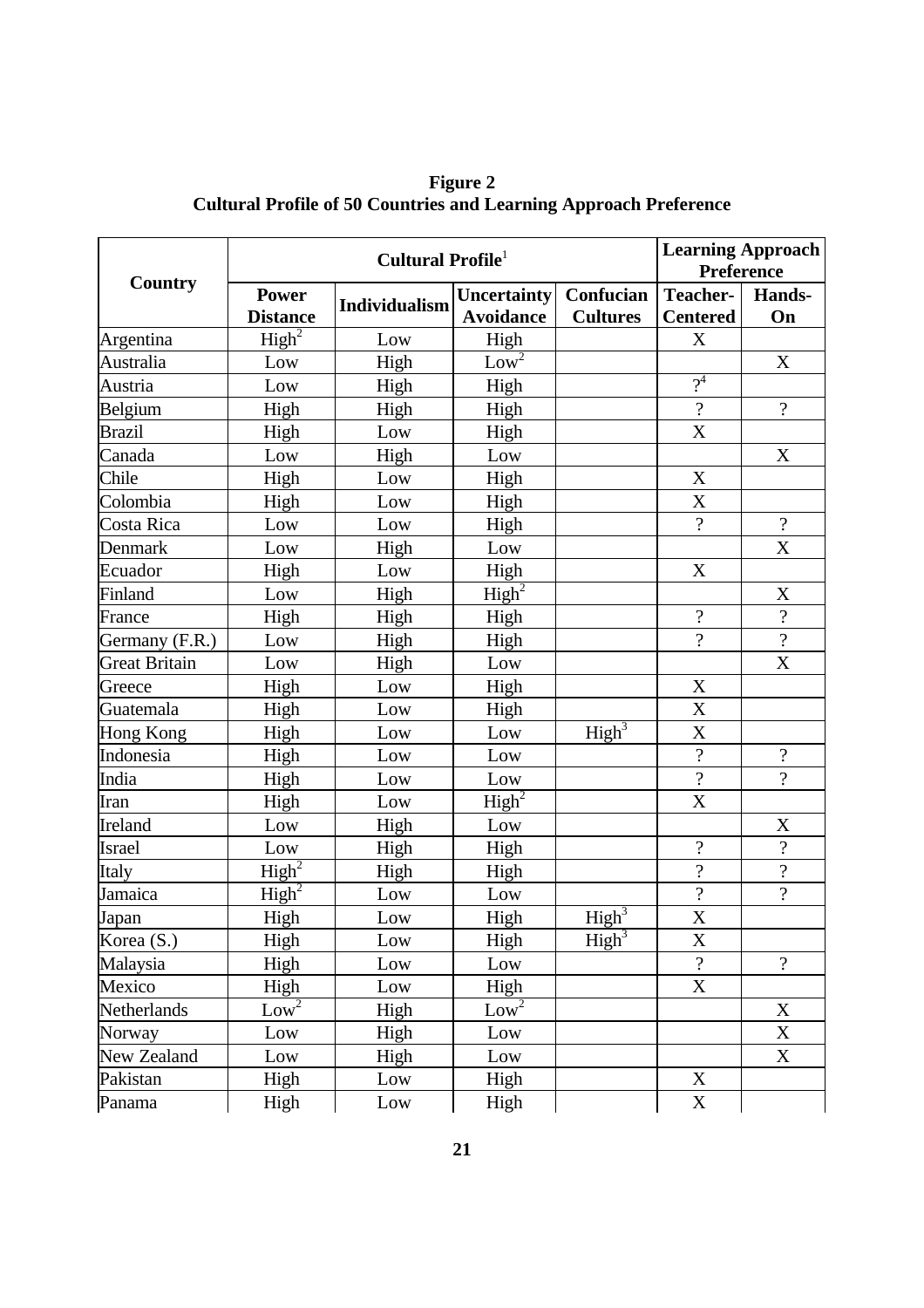**Figure 2**
**Cultural Profile of 50 Countries and Learning Approach Preference**

| Country | Cultural Profile[1] | | | | Learning Approach Preference | |
|---|---|---|---|---|---|---|
| | Power Distance | Individualism | Uncertainty Avoidance | Confucian Cultures | Teacher-Centered | Hands-On |
| Argentina | High[2] | Low | High | | X | |
| Australia | Low | High | Low[2] | | | X |
| Austria | Low | High | High | | ?[4] | |
| Belgium | High | High | High | | ? | ? |
| Brazil | High | Low | High | | X | |
| Canada | Low | High | Low | | | X |
| Chile | High | Low | High | | X | |
| Colombia | High | Low | High | | X | |
| Costa Rica | Low | Low | High | | ? | ? |
| Denmark | Low | High | Low | | | X |
| Ecuador | High | Low | High | | X | |
| Finland | Low | High | High[2] | | | X |
| France | High | High | High | | ? | ? |
| Germany (F.R.) | Low | High | High | | ? | ? |
| Great Britain | Low | High | Low | | | X |
| Greece | High | Low | High | | X | |
| Guatemala | High | Low | High | | X | |
| Hong Kong | High | Low | Low | High[3] | X | |
| Indonesia | High | Low | Low | | ? | ? |
| India | High | Low | Low | | ? | ? |
| Iran | High | Low | High[2] | | X | |
| Ireland | Low | High | Low | | | X |
| Israel | Low | High | High | | ? | ? |
| Italy | High[2] | High | High | | ? | ? |
| Jamaica | High[2] | Low | Low | | ? | ? |
| Japan | High | Low | High | High[3] | X | |
| Korea (S.) | High | Low | High | High[3] | X | |
| Malaysia | High | Low | Low | | ? | ? |
| Mexico | High | Low | High | | X | |
| Netherlands | Low[2] | High | Low[2] | | | X |
| Norway | Low | High | Low | | | X |
| New Zealand | Low | High | Low | | | X |
| Pakistan | High | Low | High | | X | |
| Panama | High | Low | High | | X | |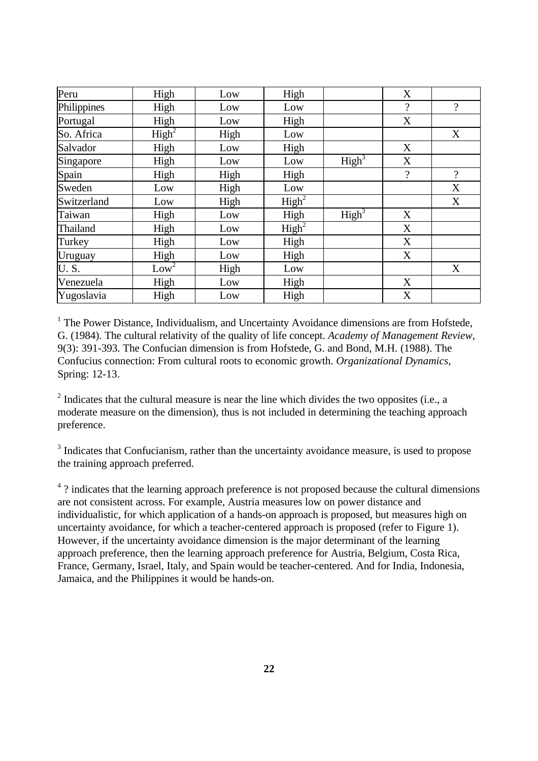| | | | | | | |
|---|---|---|---|---|---|---|
| Peru | High | Low | High | | X | |
| Philippines | High | Low | Low | | ? | ? |
| Portugal | High | Low | High | | X | |
| So. Africa | High[2] | High | Low | | | X |
| Salvador | High | Low | High | | X | |
| Singapore | High | Low | Low | High[3] | X | |
| Spain | High | High | High | | ? | ? |
| Sweden | Low | High | Low | | | X |
| Switzerland | Low | High | High[2] | | | X |
| Taiwan | High | Low | High | High[3] | X | |
| Thailand | High | Low | High[2] | | X | |
| Turkey | High | Low | High | | X | |
| Uruguay | High | Low | High | | X | |
| U. S. | Low[2] | High | Low | | | X |
| Venezuela | High | Low | High | | X | |
| Yugoslavia | High | Low | High | | X | |

[1] The Power Distance, Individualism, and Uncertainty Avoidance dimensions are from Hofstede, G. (1984). The cultural relativity of the quality of life concept. *Academy of Management Review*, 9(3): 391-393. The Confucian dimension is from Hofstede, G. and Bond, M.H. (1988). The Confucius connection: From cultural roots to economic growth. *Organizational Dynamics*, Spring: 12-13.

[2] Indicates that the cultural measure is near the line which divides the two opposites (i.e., a moderate measure on the dimension), thus is not included in determining the teaching approach preference.

[3] Indicates that Confucianism, rather than the uncertainty avoidance measure, is used to propose the training approach preferred.

[4] ? indicates that the learning approach preference is not proposed because the cultural dimensions are not consistent across. For example, Austria measures low on power distance and individualistic, for which application of a hands-on approach is proposed, but measures high on uncertainty avoidance, for which a teacher-centered approach is proposed (refer to Figure 1). However, if the uncertainty avoidance dimension is the major determinant of the learning approach preference, then the learning approach preference for Austria, Belgium, Costa Rica, France, Germany, Israel, Italy, and Spain would be teacher-centered. And for India, Indonesia, Jamaica, and the Philippines it would be hands-on.